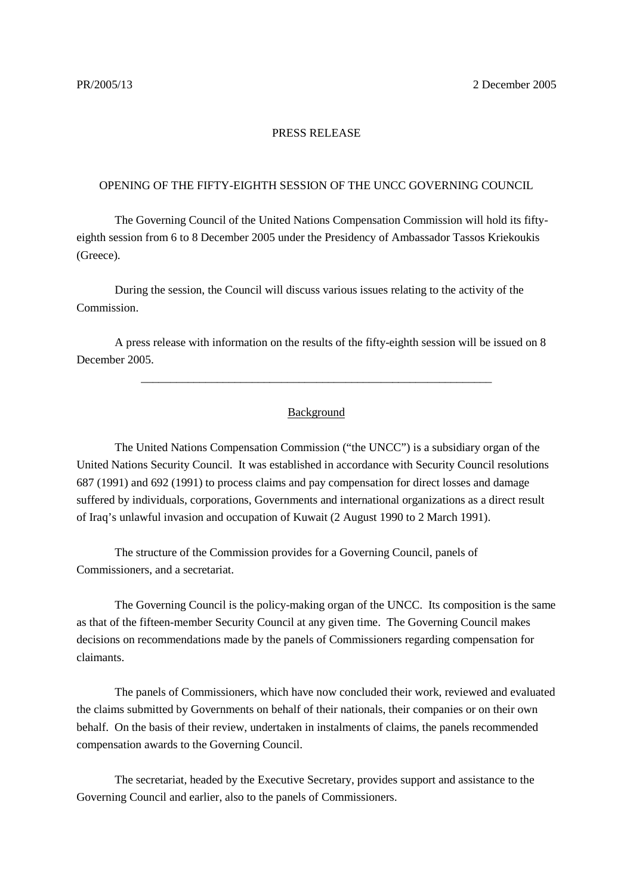PR/2005/13 2 December 2005

PRESS RELEASE

# OPENING OF THE FIFTY-EIGHTH SESSION OF THE UNCC GOVERNING COUNCIL

The Governing Council of the United Nations Compensation Commission will hold its fifty-eighth session from 6 to 8 December 2005 under the Presidency of Ambassador Tassos Kriekoukis (Greece).

During the session, the Council will discuss various issues relating to the activity of the Commission.

A press release with information on the results of the fifty-eighth session will be issued on 8 December 2005.

---

## Background

The United Nations Compensation Commission ("the UNCC") is a subsidiary organ of the United Nations Security Council. It was established in accordance with Security Council resolutions 687 (1991) and 692 (1991) to process claims and pay compensation for direct losses and damage suffered by individuals, corporations, Governments and international organizations as a direct result of Iraq's unlawful invasion and occupation of Kuwait (2 August 1990 to 2 March 1991).

The structure of the Commission provides for a Governing Council, panels of Commissioners, and a secretariat.

The Governing Council is the policy-making organ of the UNCC. Its composition is the same as that of the fifteen-member Security Council at any given time. The Governing Council makes decisions on recommendations made by the panels of Commissioners regarding compensation for claimants.

The panels of Commissioners, which have now concluded their work, reviewed and evaluated the claims submitted by Governments on behalf of their nationals, their companies or on their own behalf. On the basis of their review, undertaken in instalments of claims, the panels recommended compensation awards to the Governing Council.

The secretariat, headed by the Executive Secretary, provides support and assistance to the Governing Council and earlier, also to the panels of Commissioners.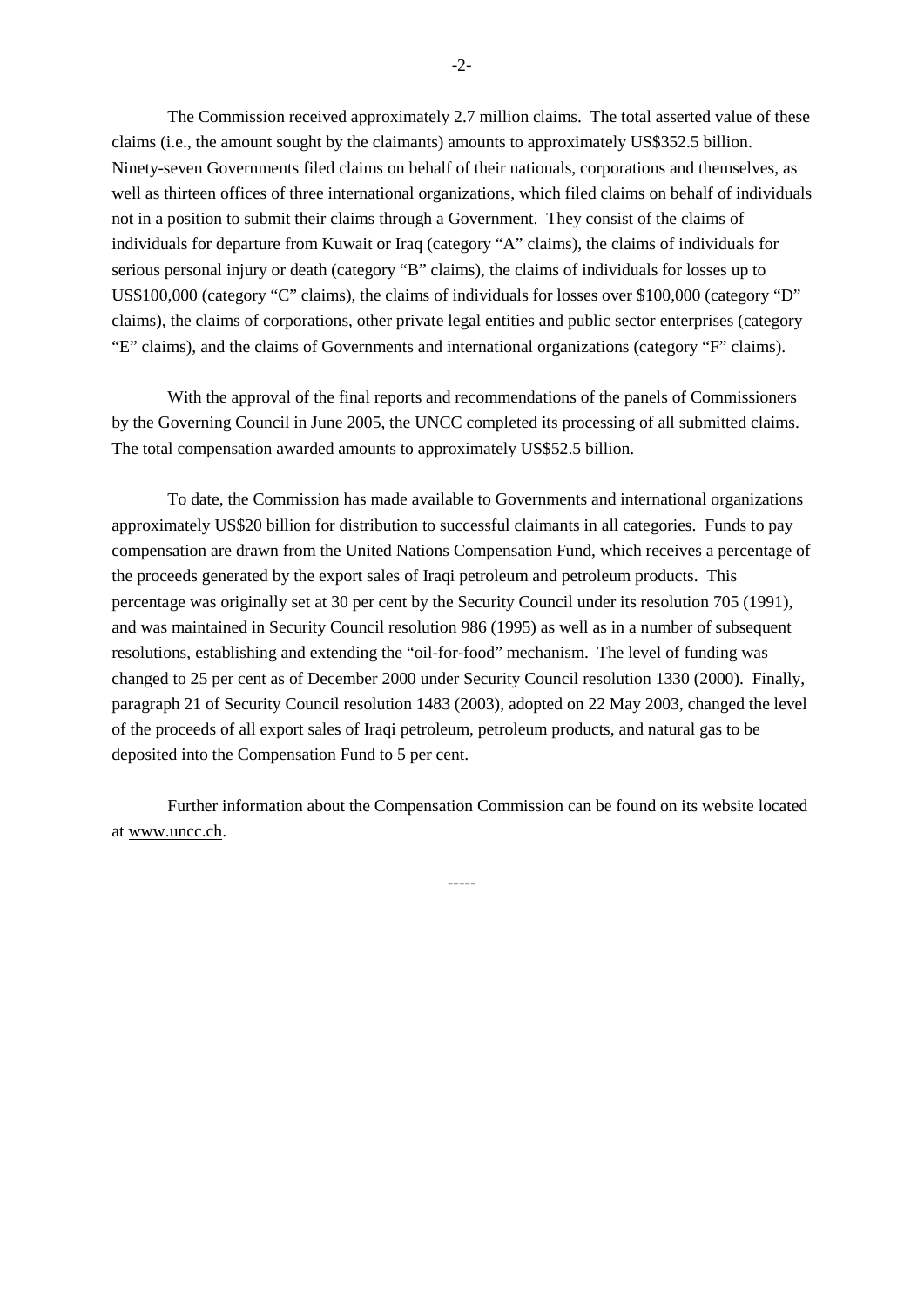The Commission received approximately 2.7 million claims. The total asserted value of these claims (i.e., the amount sought by the claimants) amounts to approximately US$352.5 billion. Ninety-seven Governments filed claims on behalf of their nationals, corporations and themselves, as well as thirteen offices of three international organizations, which filed claims on behalf of individuals not in a position to submit their claims through a Government. They consist of the claims of individuals for departure from Kuwait or Iraq (category "A" claims), the claims of individuals for serious personal injury or death (category "B" claims), the claims of individuals for losses up to US$100,000 (category "C" claims), the claims of individuals for losses over $100,000 (category "D" claims), the claims of corporations, other private legal entities and public sector enterprises (category "E" claims), and the claims of Governments and international organizations (category "F" claims).

With the approval of the final reports and recommendations of the panels of Commissioners by the Governing Council in June 2005, the UNCC completed its processing of all submitted claims. The total compensation awarded amounts to approximately US$52.5 billion.

To date, the Commission has made available to Governments and international organizations approximately US$20 billion for distribution to successful claimants in all categories. Funds to pay compensation are drawn from the United Nations Compensation Fund, which receives a percentage of the proceeds generated by the export sales of Iraqi petroleum and petroleum products. This percentage was originally set at 30 per cent by the Security Council under its resolution 705 (1991), and was maintained in Security Council resolution 986 (1995) as well as in a number of subsequent resolutions, establishing and extending the "oil-for-food" mechanism. The level of funding was changed to 25 per cent as of December 2000 under Security Council resolution 1330 (2000). Finally, paragraph 21 of Security Council resolution 1483 (2003), adopted on 22 May 2003, changed the level of the proceeds of all export sales of Iraqi petroleum, petroleum products, and natural gas to be deposited into the Compensation Fund to 5 per cent.

Further information about the Compensation Commission can be found on its website located at www.uncc.ch.

-----